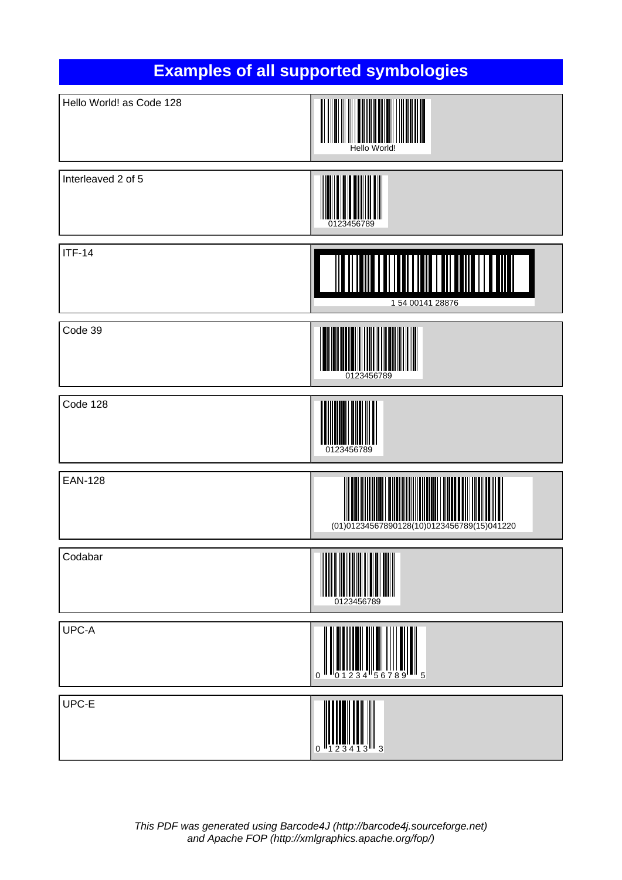# Examples of all supported symbologies

| | |
|---|---|
| Hello World! as Code 128 | Hello World! |
| Interleaved 2 of 5 | 0123456789 |
| ITF-14 | 1 54 00141 28876 |
| Code 39 | 0123456789 |
| Code 128 | 0123456789 |
| EAN-128 | (01)01234567890128(10)0123456789(15)041220 |
| Codabar | 0123456789 |
| UPC-A | 0 01234 56789 5 |
| UPC-E | 0 123413 3 |

*This PDF was generated using Barcode4J (http://barcode4j.sourceforge.net) and Apache FOP (http://xmlgraphics.apache.org/fop/)*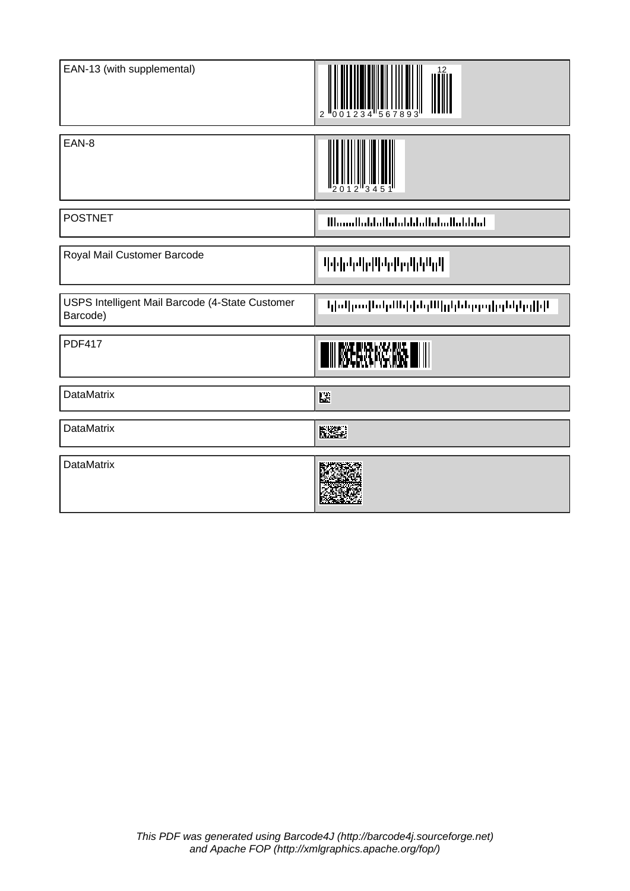| | |
|---|---|
| EAN-13 (with supplemental) | 2 001234 567893 12 |
| EAN-8 | 2012 3451 |
| POSTNET | |
| Royal Mail Customer Barcode | |
| USPS Intelligent Mail Barcode (4-State Customer Barcode) | |
| PDF417 | |
| DataMatrix | |
| DataMatrix | |
| DataMatrix | |

*This PDF was generated using Barcode4J (http://barcode4j.sourceforge.net) and Apache FOP (http://xmlgraphics.apache.org/fop/)*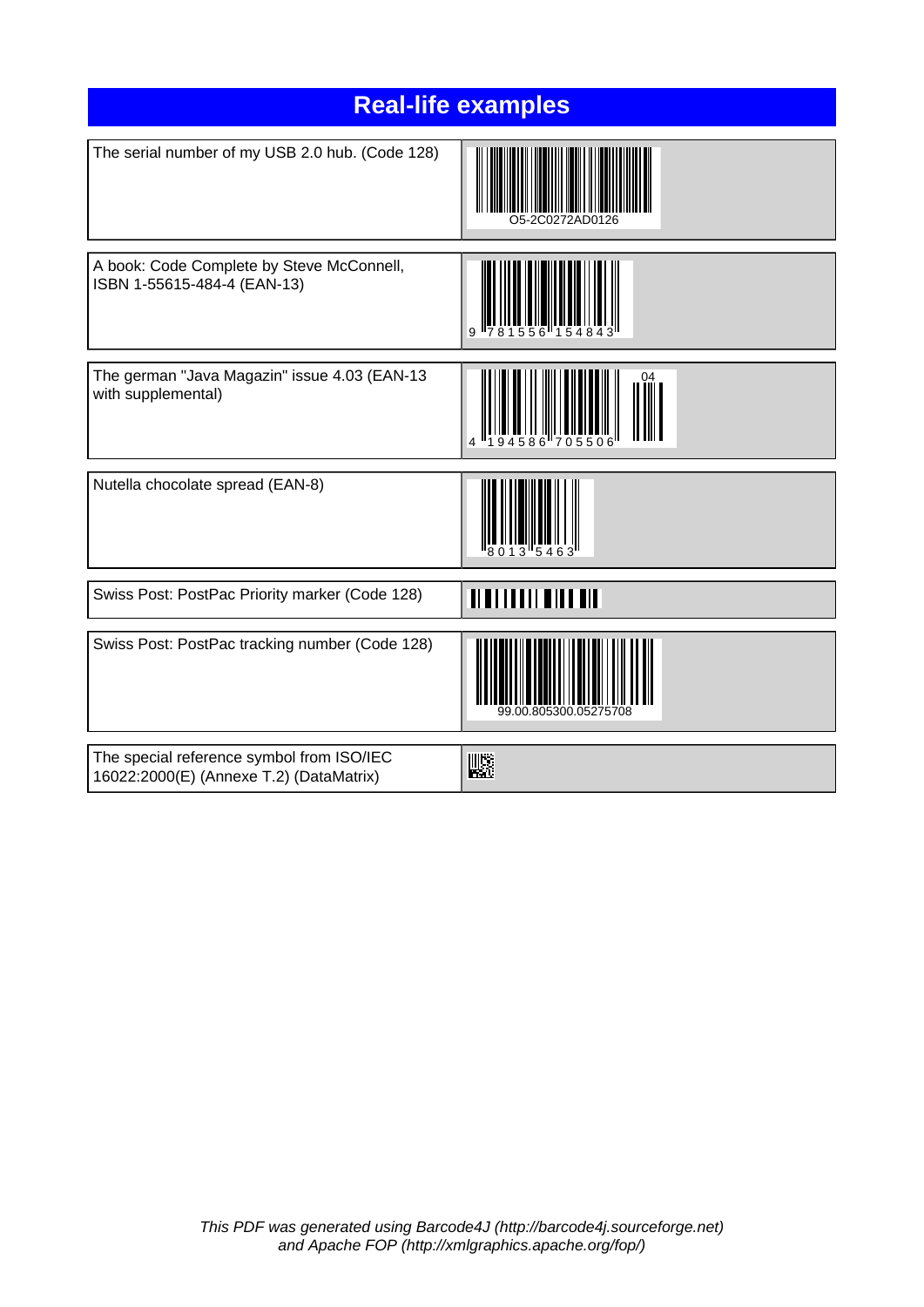# Real-life examples

| | |
|---|---|
| The serial number of my USB 2.0 hub. (Code 128) | O5-2C0272AD0126 |
| A book: Code Complete by Steve McConnell, ISBN 1-55615-484-4 (EAN-13) | 9 781556 154843 |
| The german "Java Magazin" issue 4.03 (EAN-13 with supplemental) | 4 194586 705506 04 |
| Nutella chocolate spread (EAN-8) | 8013 5463 |
| Swiss Post: PostPac Priority marker (Code 128) | |
| Swiss Post: PostPac tracking number (Code 128) | 99.00.805300.05275708 |
| The special reference symbol from ISO/IEC 16022:2000(E) (Annexe T.2) (DataMatrix) | |

*This PDF was generated using Barcode4J (http://barcode4j.sourceforge.net) and Apache FOP (http://xmlgraphics.apache.org/fop/)*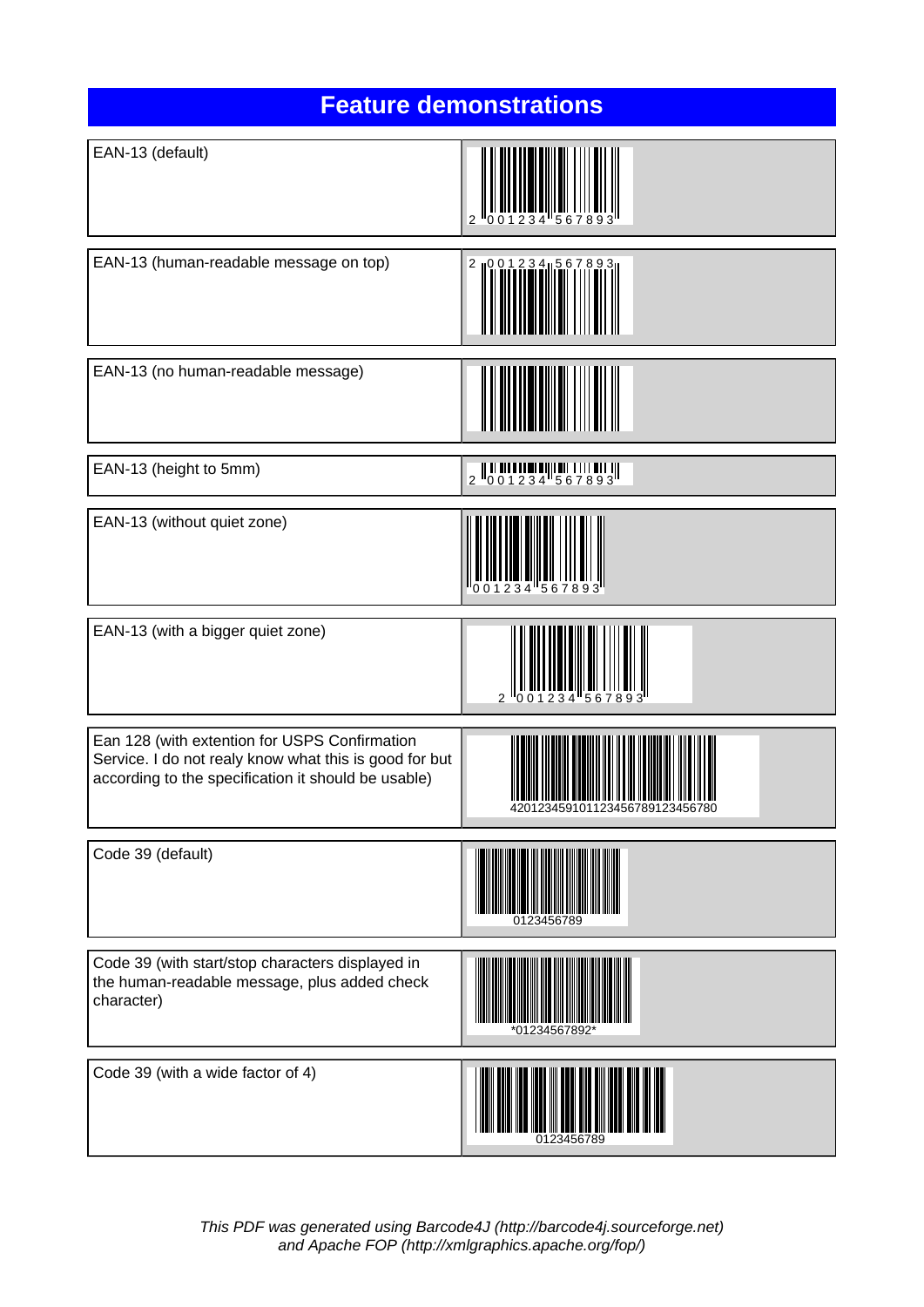# Feature demonstrations

| | |
|---|---|
| EAN-13 (default) | 2 001234 567893 |
| EAN-13 (human-readable message on top) | 2 001234 567893 |
| EAN-13 (no human-readable message) | |
| EAN-13 (height to 5mm) | 2 001234 567893 |
| EAN-13 (without quiet zone) | 001234 567893 |
| EAN-13 (with a bigger quiet zone) | 2 001234 567893 |
| Ean 128 (with extention for USPS Confirmation Service. I do not realy know what this is good for but according to the specification it should be usable) | 4201234591011234567891234567​80 |
| Code 39 (default) | 0123456789 |
| Code 39 (with start/stop characters displayed in the human-readable message, plus added check character) | *01234567892* |
| Code 39 (with a wide factor of 4) | 0123456789 |

*This PDF was generated using Barcode4J (http://barcode4j.sourceforge.net) and Apache FOP (http://xmlgraphics.apache.org/fop/)*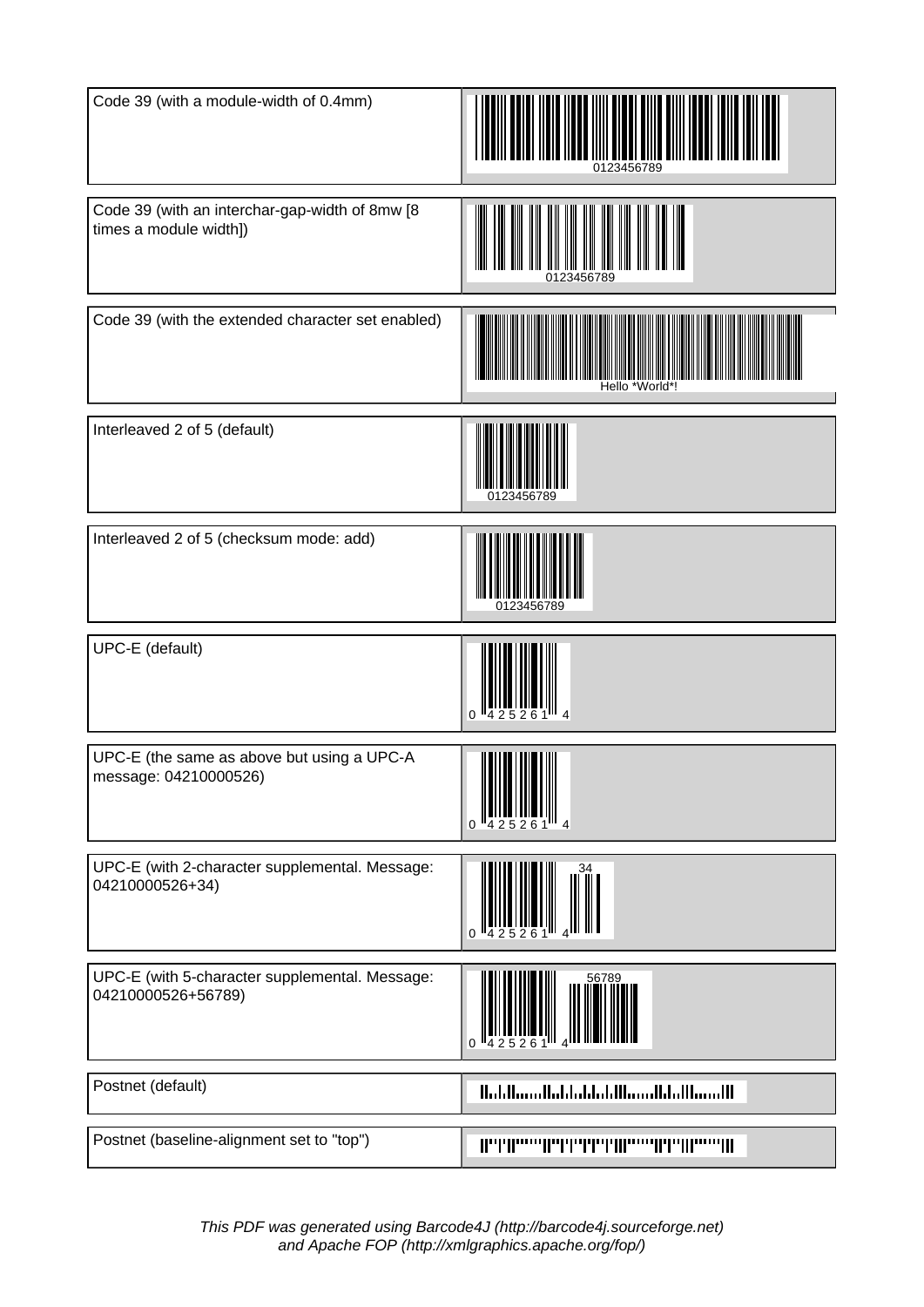| | |
|---|---|
| Code 39 (with a module-width of 0.4mm) | 0123456789 |
| Code 39 (with an interchar-gap-width of 8mw [8 times a module width]) | 0123456789 |
| Code 39 (with the extended character set enabled) | Hello *World*! |
| Interleaved 2 of 5 (default) | 0123456789 |
| Interleaved 2 of 5 (checksum mode: add) | 0123456789 |
| UPC-E (default) | 0 4 2 5 2 6 1 4 |
| UPC-E (the same as above but using a UPC-A message: 04210000526) | 0 4 2 5 2 6 1 4 |
| UPC-E (with 2-character supplemental. Message: 04210000526+34) | 0 4 2 5 2 6 1 4 34 |
| UPC-E (with 5-character supplemental. Message: 04210000526+56789) | 0 4 2 5 2 6 1 4 56789 |
| Postnet (default) | |
| Postnet (baseline-alignment set to "top") | |

*This PDF was generated using Barcode4J (http://barcode4j.sourceforge.net) and Apache FOP (http://xmlgraphics.apache.org/fop/)*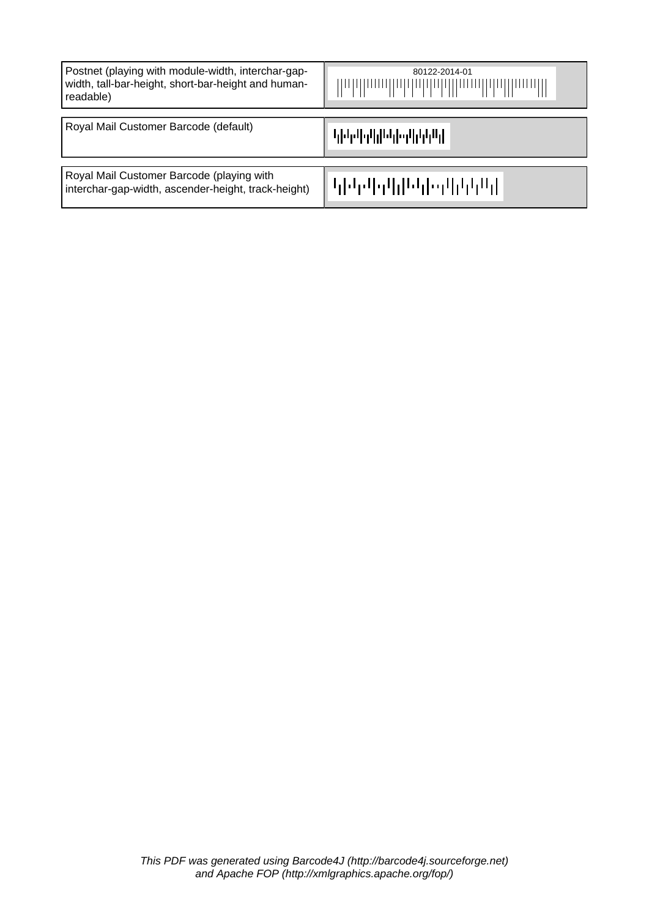| | |
|---|---|
| Postnet (playing with module-width, interchar-gap-width, tall-bar-height, short-bar-height and human-readable) | 80122-2014-01 |
| Royal Mail Customer Barcode (default) | |
| Royal Mail Customer Barcode (playing with interchar-gap-width, ascender-height, track-height) | |

*This PDF was generated using Barcode4J (http://barcode4j.sourceforge.net) and Apache FOP (http://xmlgraphics.apache.org/fop/)*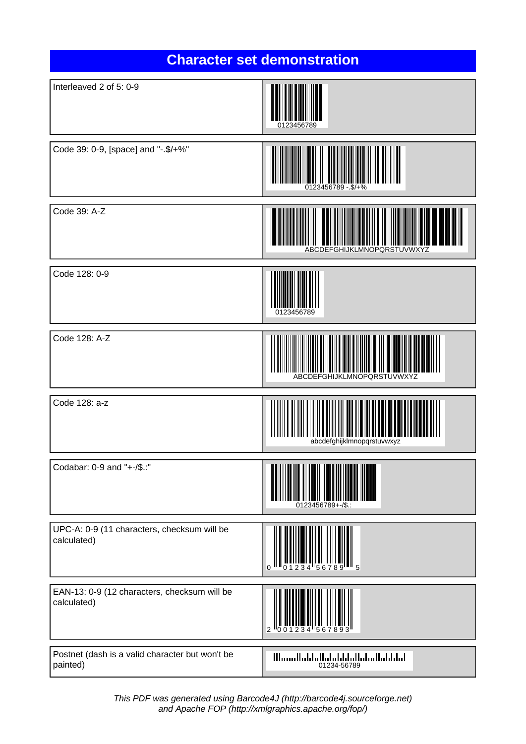# Character set demonstration

| | |
|---|---|
| Interleaved 2 of 5: 0-9 | 0123456789 |
| Code 39: 0-9, [space] and "-.$/+%" | 0123456789 -.$/+% |
| Code 39: A-Z | ABCDEFGHIJKLMNOPQRSTUVWXYZ |
| Code 128: 0-9 | 0123456789 |
| Code 128: A-Z | ABCDEFGHIJKLMNOPQRSTUVWXYZ |
| Code 128: a-z | abcdefghijklmnopqrstuvwxyz |
| Codabar: 0-9 and "+-/$.:" | 0123456789+-/$.: |
| UPC-A: 0-9 (11 characters, checksum will be calculated) | 0 01234 56789 5 |
| EAN-13: 0-9 (12 characters, checksum will be calculated) | 2 001234 567893 |
| Postnet (dash is a valid character but won't be painted) | 01234-56789 |

*This PDF was generated using Barcode4J (http://barcode4j.sourceforge.net) and Apache FOP (http://xmlgraphics.apache.org/fop/)*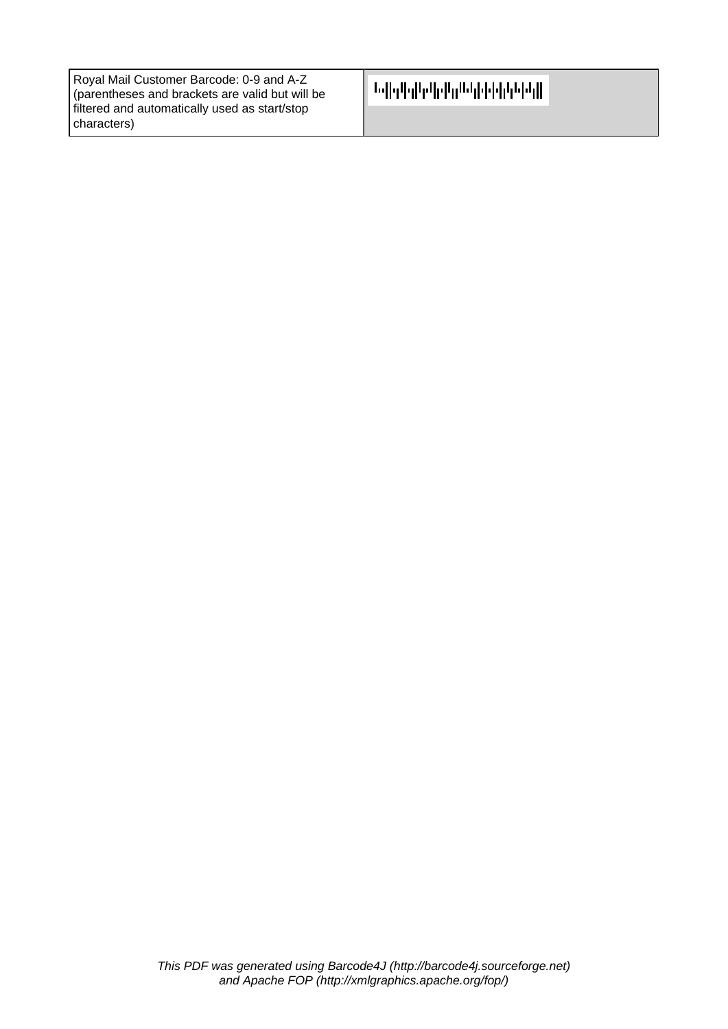| Royal Mail Customer Barcode: 0-9 and A-Z (parentheses and brackets are valid but will be filtered and automatically used as start/stop characters) | |
|---|---|

*This PDF was generated using Barcode4J (http://barcode4j.sourceforge.net) and Apache FOP (http://xmlgraphics.apache.org/fop/)*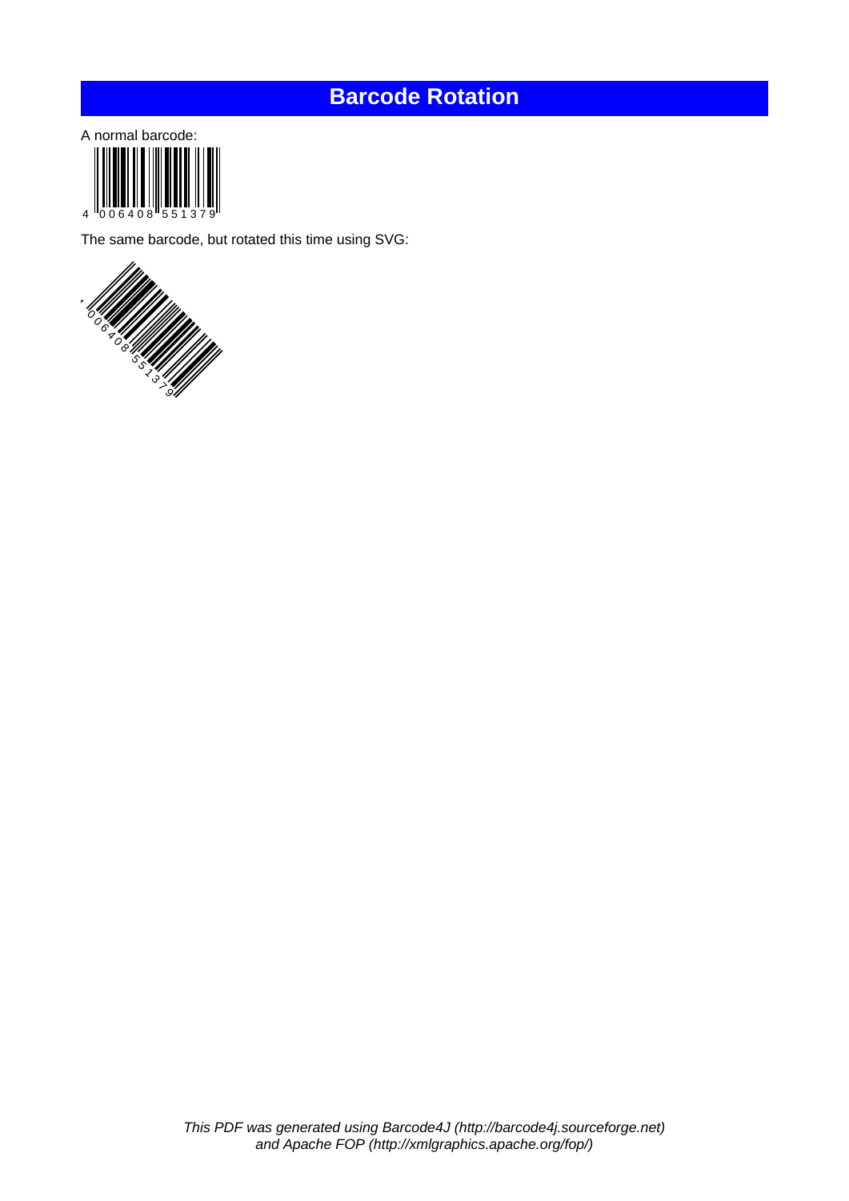# Barcode Rotation

A normal barcode:

4 006408 551379

The same barcode, but rotated this time using SVG:

*This PDF was generated using Barcode4J (http://barcode4j.sourceforge.net) and Apache FOP (http://xmlgraphics.apache.org/fop/)*